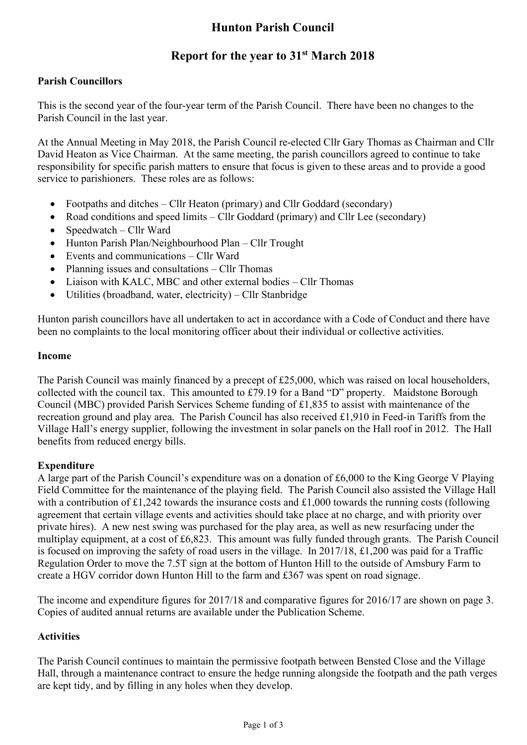# Hunton Parish Council

## Report for the year to 31st March 2018

### Parish Councillors

This is the second year of the four-year term of the Parish Council. There have been no changes to the Parish Council in the last year.

At the Annual Meeting in May 2018, the Parish Council re-elected Cllr Gary Thomas as Chairman and Cllr David Heaton as Vice Chairman. At the same meeting, the parish councillors agreed to continue to take responsibility for specific parish matters to ensure that focus is given to these areas and to provide a good service to parishioners. These roles are as follows:

- Footpaths and ditches – Cllr Heaton (primary) and Cllr Goddard (secondary)
- Road conditions and speed limits – Cllr Goddard (primary) and Cllr Lee (secondary)
- Speedwatch – Cllr Ward
- Hunton Parish Plan/Neighbourhood Plan – Cllr Trought
- Events and communications – Cllr Ward
- Planning issues and consultations – Cllr Thomas
- Liaison with KALC, MBC and other external bodies – Cllr Thomas
- Utilities (broadband, water, electricity) – Cllr Stanbridge

Hunton parish councillors have all undertaken to act in accordance with a Code of Conduct and there have been no complaints to the local monitoring officer about their individual or collective activities.

### Income

The Parish Council was mainly financed by a precept of £25,000, which was raised on local householders, collected with the council tax. This amounted to £79.19 for a Band "D" property. Maidstone Borough Council (MBC) provided Parish Services Scheme funding of £1,835 to assist with maintenance of the recreation ground and play area. The Parish Council has also received £1,910 in Feed-in Tariffs from the Village Hall's energy supplier, following the investment in solar panels on the Hall roof in 2012. The Hall benefits from reduced energy bills.

### Expenditure

A large part of the Parish Council's expenditure was on a donation of £6,000 to the King George V Playing Field Committee for the maintenance of the playing field. The Parish Council also assisted the Village Hall with a contribution of £1,242 towards the insurance costs and £1,000 towards the running costs (following agreement that certain village events and activities should take place at no charge, and with priority over private hires). A new nest swing was purchased for the play area, as well as new resurfacing under the multiplay equipment, at a cost of £6,823. This amount was fully funded through grants. The Parish Council is focused on improving the safety of road users in the village. In 2017/18, £1,200 was paid for a Traffic Regulation Order to move the 7.5T sign at the bottom of Hunton Hill to the outside of Amsbury Farm to create a HGV corridor down Hunton Hill to the farm and £367 was spent on road signage.

The income and expenditure figures for 2017/18 and comparative figures for 2016/17 are shown on page 3. Copies of audited annual returns are available under the Publication Scheme.

### Activities

The Parish Council continues to maintain the permissive footpath between Bensted Close and the Village Hall, through a maintenance contract to ensure the hedge running alongside the footpath and the path verges are kept tidy, and by filling in any holes when they develop.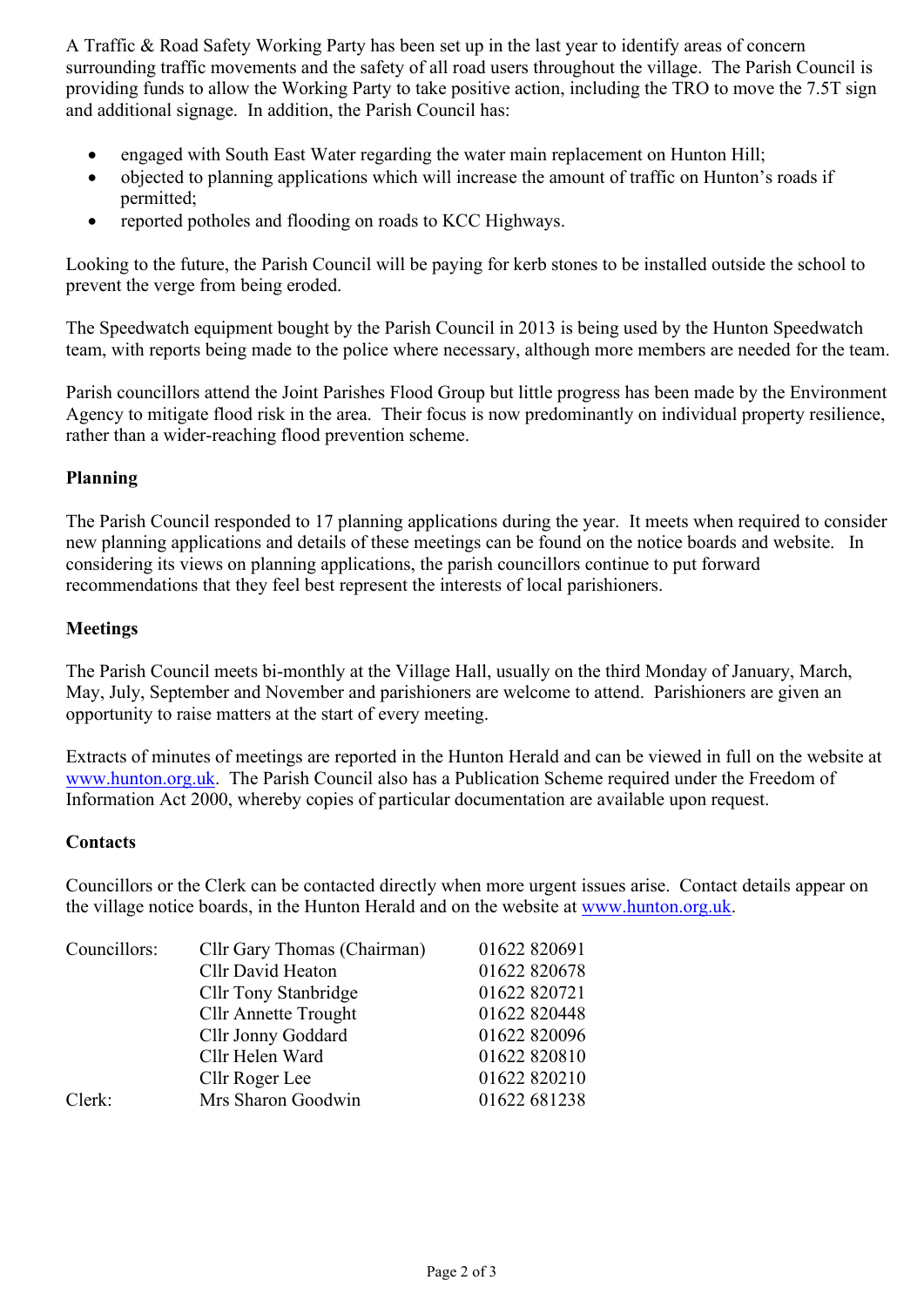A Traffic & Road Safety Working Party has been set up in the last year to identify areas of concern surrounding traffic movements and the safety of all road users throughout the village. The Parish Council is providing funds to allow the Working Party to take positive action, including the TRO to move the 7.5T sign and additional signage. In addition, the Parish Council has:

- engaged with South East Water regarding the water main replacement on Hunton Hill;
- objected to planning applications which will increase the amount of traffic on Hunton's roads if permitted;
- reported potholes and flooding on roads to KCC Highways.

Looking to the future, the Parish Council will be paying for kerb stones to be installed outside the school to prevent the verge from being eroded.

The Speedwatch equipment bought by the Parish Council in 2013 is being used by the Hunton Speedwatch team, with reports being made to the police where necessary, although more members are needed for the team.

Parish councillors attend the Joint Parishes Flood Group but little progress has been made by the Environment Agency to mitigate flood risk in the area. Their focus is now predominantly on individual property resilience, rather than a wider-reaching flood prevention scheme.

**Planning**

The Parish Council responded to 17 planning applications during the year. It meets when required to consider new planning applications and details of these meetings can be found on the notice boards and website. In considering its views on planning applications, the parish councillors continue to put forward recommendations that they feel best represent the interests of local parishioners.

**Meetings**

The Parish Council meets bi-monthly at the Village Hall, usually on the third Monday of January, March, May, July, September and November and parishioners are welcome to attend. Parishioners are given an opportunity to raise matters at the start of every meeting.

Extracts of minutes of meetings are reported in the Hunton Herald and can be viewed in full on the website at www.hunton.org.uk. The Parish Council also has a Publication Scheme required under the Freedom of Information Act 2000, whereby copies of particular documentation are available upon request.

**Contacts**

Councillors or the Clerk can be contacted directly when more urgent issues arise. Contact details appear on the village notice boards, in the Hunton Herald and on the website at www.hunton.org.uk.

| | | |
|---|---|---|
| Councillors: | Cllr Gary Thomas (Chairman) | 01622 820691 |
| | Cllr David Heaton | 01622 820678 |
| | Cllr Tony Stanbridge | 01622 820721 |
| | Cllr Annette Trought | 01622 820448 |
| | Cllr Jonny Goddard | 01622 820096 |
| | Cllr Helen Ward | 01622 820810 |
| | Cllr Roger Lee | 01622 820210 |
| Clerk: | Mrs Sharon Goodwin | 01622 681238 |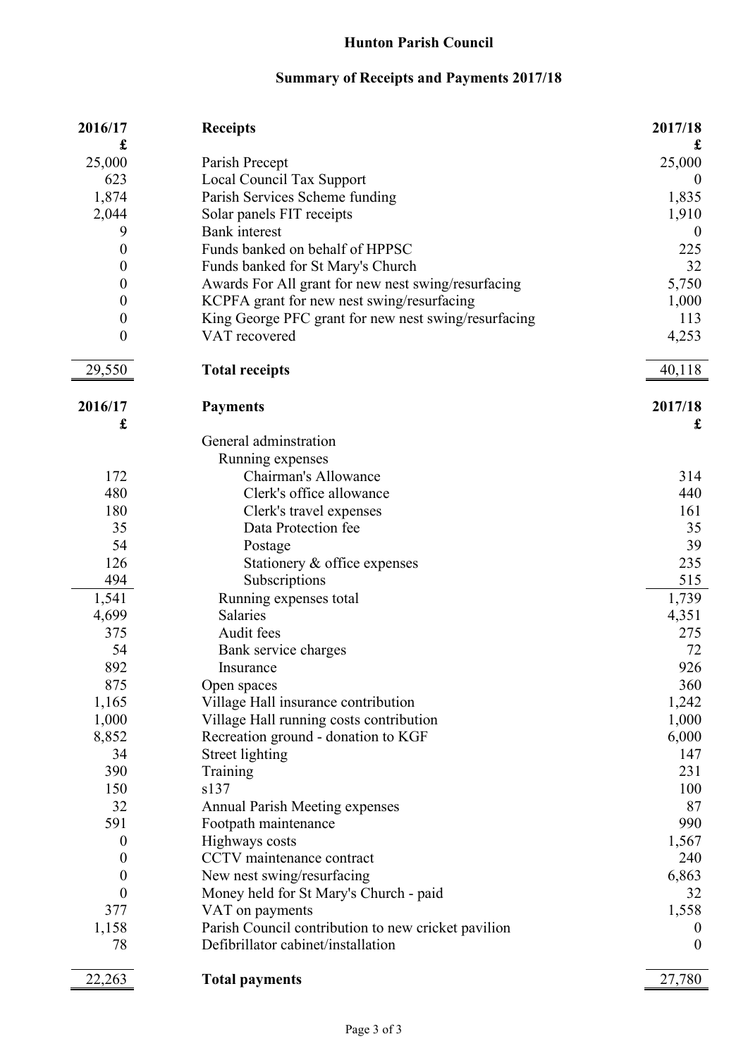# Hunton Parish Council

## Summary of Receipts and Payments 2017/18

| 2016/17 £ | Receipts | 2017/18 £ |
|---|---|---|
| 25,000 | Parish Precept | 25,000 |
| 623 | Local Council Tax Support | 0 |
| 1,874 | Parish Services Scheme funding | 1,835 |
| 2,044 | Solar panels FIT receipts | 1,910 |
| 9 | Bank interest | 0 |
| 0 | Funds banked on behalf of HPPSC | 225 |
| 0 | Funds banked for St Mary's Church | 32 |
| 0 | Awards For All grant for new nest swing/resurfacing | 5,750 |
| 0 | KCPFA grant for new nest swing/resurfacing | 1,000 |
| 0 | King George PFC grant for new nest swing/resurfacing | 113 |
| 0 | VAT recovered | 4,253 |
| 29,550 | **Total receipts** | 40,118 |

| 2016/17 £ | Payments | 2017/18 £ |
|---|---|---|
| | General adminstration | |
| | Running expenses | |
| 172 | Chairman's Allowance | 314 |
| 480 | Clerk's office allowance | 440 |
| 180 | Clerk's travel expenses | 161 |
| 35 | Data Protection fee | 35 |
| 54 | Postage | 39 |
| 126 | Stationery & office expenses | 235 |
| 494 | Subscriptions | 515 |
| 1,541 | Running expenses total | 1,739 |
| 4,699 | Salaries | 4,351 |
| 375 | Audit fees | 275 |
| 54 | Bank service charges | 72 |
| 892 | Insurance | 926 |
| 875 | Open spaces | 360 |
| 1,165 | Village Hall insurance contribution | 1,242 |
| 1,000 | Village Hall running costs contribution | 1,000 |
| 8,852 | Recreation ground - donation to KGF | 6,000 |
| 34 | Street lighting | 147 |
| 390 | Training | 231 |
| 150 | s137 | 100 |
| 32 | Annual Parish Meeting expenses | 87 |
| 591 | Footpath maintenance | 990 |
| 0 | Highways costs | 1,567 |
| 0 | CCTV maintenance contract | 240 |
| 0 | New nest swing/resurfacing | 6,863 |
| 0 | Money held for St Mary's Church - paid | 32 |
| 377 | VAT on payments | 1,558 |
| 1,158 | Parish Council contribution to new cricket pavilion | 0 |
| 78 | Defibrillator cabinet/installation | 0 |
| 22,263 | **Total payments** | 27,780 |